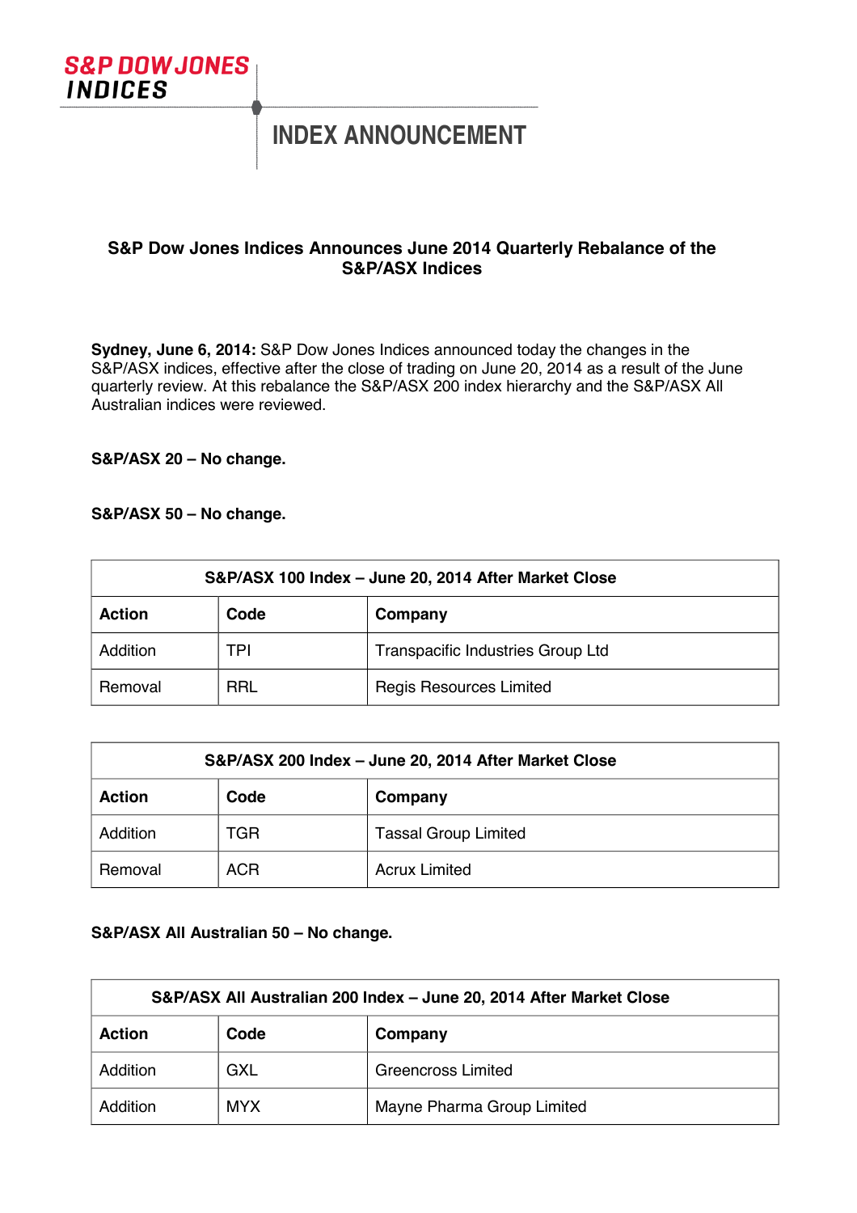S&P DOW JONES INDICES

# INDEX ANNOUNCEMENT

## S&P Dow Jones Indices Announces June 2014 Quarterly Rebalance of the S&P/ASX Indices

**Sydney, June 6, 2014:** S&P Dow Jones Indices announced today the changes in the S&P/ASX indices, effective after the close of trading on June 20, 2014 as a result of the June quarterly review. At this rebalance the S&P/ASX 200 index hierarchy and the S&P/ASX All Australian indices were reviewed.

**S&P/ASX 20 – No change.**

**S&P/ASX 50 – No change.**

| S&P/ASX 100 Index – June 20, 2014 After Market Close | | |
|---|---|---|
| **Action** | **Code** | **Company** |
| Addition | TPI | Transpacific Industries Group Ltd |
| Removal | RRL | Regis Resources Limited |

| S&P/ASX 200 Index – June 20, 2014 After Market Close | | |
|---|---|---|
| **Action** | **Code** | **Company** |
| Addition | TGR | Tassal Group Limited |
| Removal | ACR | Acrux Limited |

**S&P/ASX All Australian 50 – No change.**

| S&P/ASX All Australian 200 Index – June 20, 2014 After Market Close | | |
|---|---|---|
| **Action** | **Code** | **Company** |
| Addition | GXL | Greencross Limited |
| Addition | MYX | Mayne Pharma Group Limited |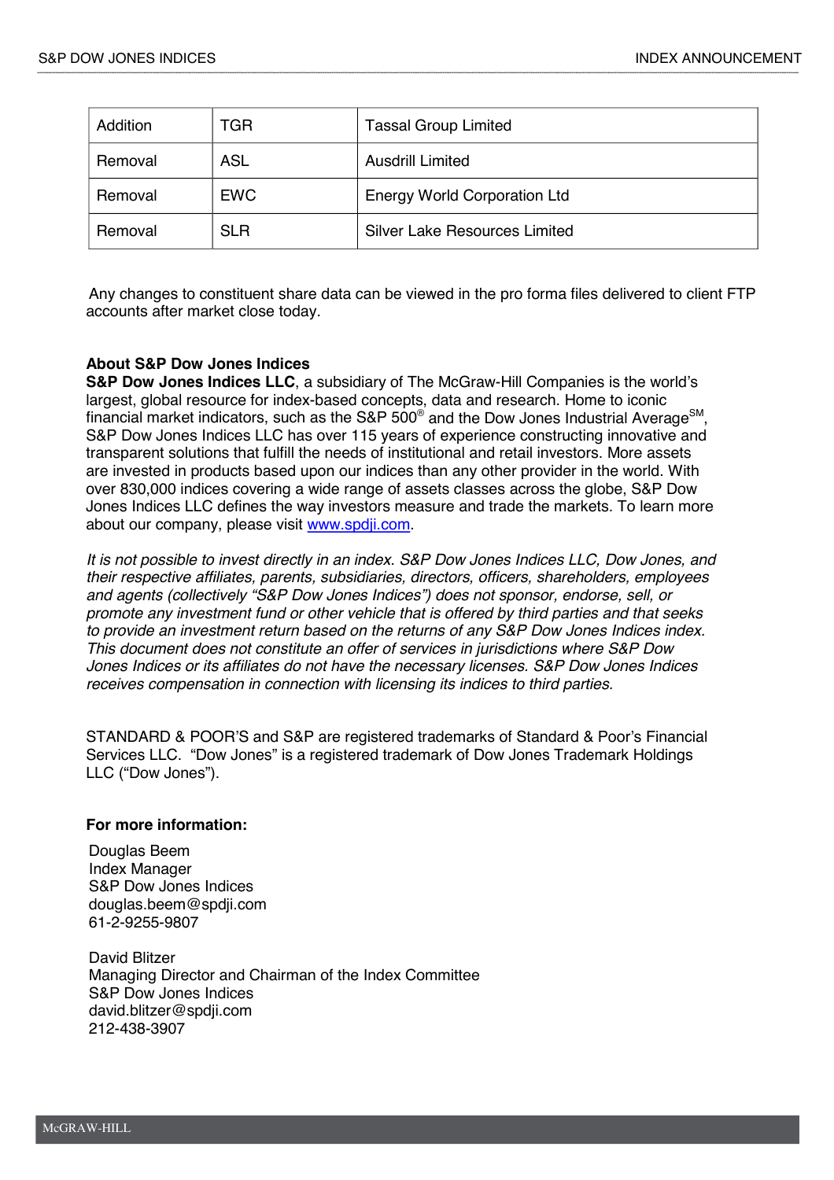| | | |
|---|---|---|
| Addition | TGR | Tassal Group Limited |
| Removal | ASL | Ausdrill Limited |
| Removal | EWC | Energy World Corporation Ltd |
| Removal | SLR | Silver Lake Resources Limited |

Any changes to constituent share data can be viewed in the pro forma files delivered to client FTP accounts after market close today.

**About S&P Dow Jones Indices**

**S&P Dow Jones Indices LLC**, a subsidiary of The McGraw-Hill Companies is the world's largest, global resource for index-based concepts, data and research. Home to iconic financial market indicators, such as the S&P 500® and the Dow Jones Industrial Average℠, S&P Dow Jones Indices LLC has over 115 years of experience constructing innovative and transparent solutions that fulfill the needs of institutional and retail investors. More assets are invested in products based upon our indices than any other provider in the world. With over 830,000 indices covering a wide range of assets classes across the globe, S&P Dow Jones Indices LLC defines the way investors measure and trade the markets. To learn more about our company, please visit [www.spdji.com](http://www.spdji.com).

*It is not possible to invest directly in an index. S&P Dow Jones Indices LLC, Dow Jones, and their respective affiliates, parents, subsidiaries, directors, officers, shareholders, employees and agents (collectively "S&P Dow Jones Indices") does not sponsor, endorse, sell, or promote any investment fund or other vehicle that is offered by third parties and that seeks to provide an investment return based on the returns of any S&P Dow Jones Indices index. This document does not constitute an offer of services in jurisdictions where S&P Dow Jones Indices or its affiliates do not have the necessary licenses. S&P Dow Jones Indices receives compensation in connection with licensing its indices to third parties.*

STANDARD & POOR'S and S&P are registered trademarks of Standard & Poor's Financial Services LLC. "Dow Jones" is a registered trademark of Dow Jones Trademark Holdings LLC ("Dow Jones").

**For more information:**

Douglas Beem
Index Manager
S&P Dow Jones Indices
douglas.beem@spdji.com
61-2-9255-9807

David Blitzer
Managing Director and Chairman of the Index Committee
S&P Dow Jones Indices
david.blitzer@spdji.com
212-438-3907